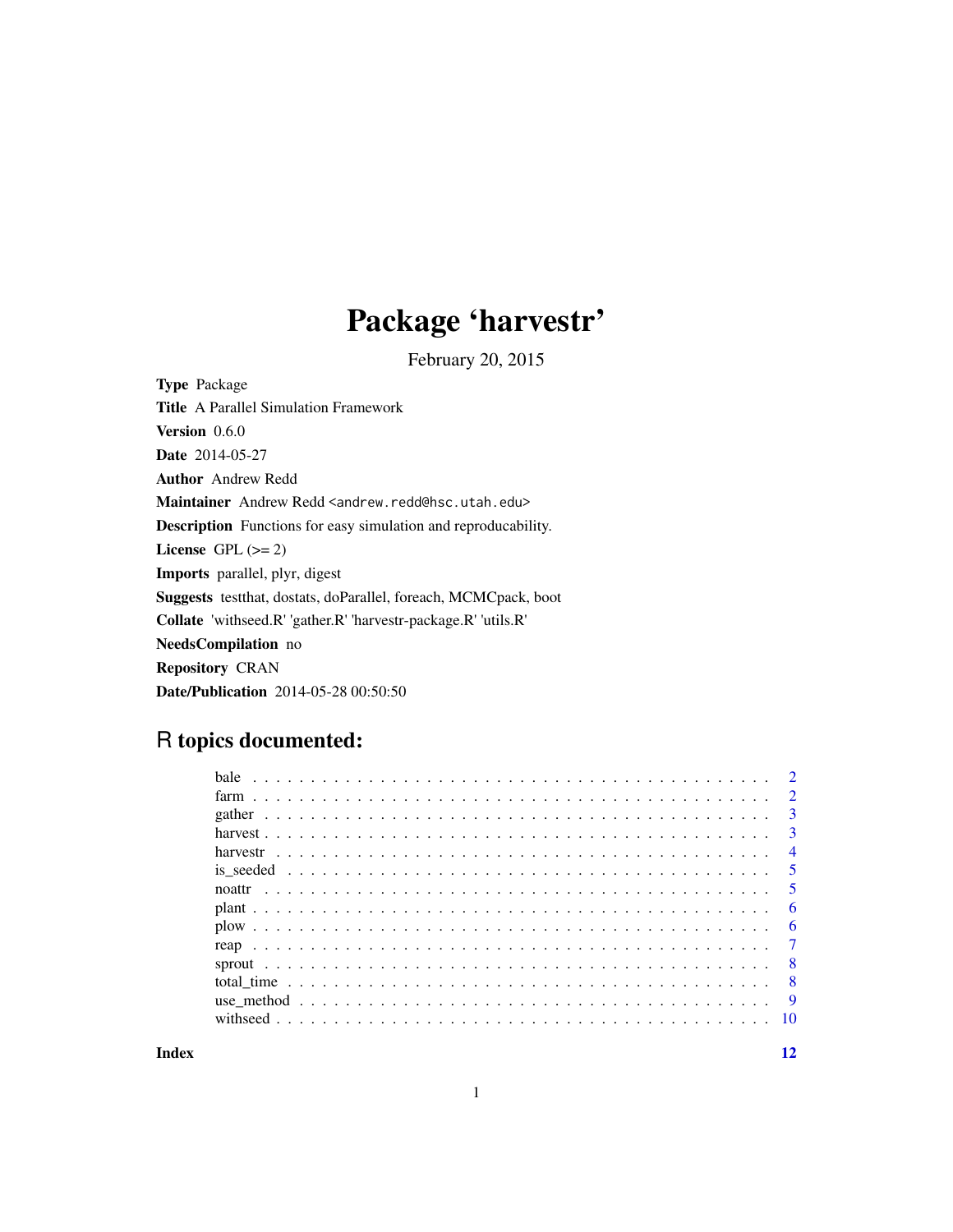# Package 'harvestr'

February 20, 2015

**Type** Package

**Title** A Parallel Simulation Framework

**Version** 0.6.0

**Date** 2014-05-27

**Author** Andrew Redd

**Maintainer** Andrew Redd <andrew.redd@hsc.utah.edu>

**Description** Functions for easy simulation and reproducability.

**License** GPL (>= 2)

**Imports** parallel, plyr, digest

**Suggests** testthat, dostats, doParallel, foreach, MCMCpack, boot

**Collate** 'withseed.R' 'gather.R' 'harvestr-package.R' 'utils.R'

**NeedsCompilation** no

**Repository** CRAN

**Date/Publication** 2014-05-28 00:50:50

## R topics documented:

| | |
|---|---|
| bale | 2 |
| farm | 2 |
| gather | 3 |
| harvest | 3 |
| harvestr | 4 |
| is_seeded | 5 |
| noattr | 5 |
| plant | 6 |
| plow | 6 |
| reap | 7 |
| sprout | 8 |
| total_time | 8 |
| use_method | 9 |
| withseed | 10 |
| **Index** | **12** |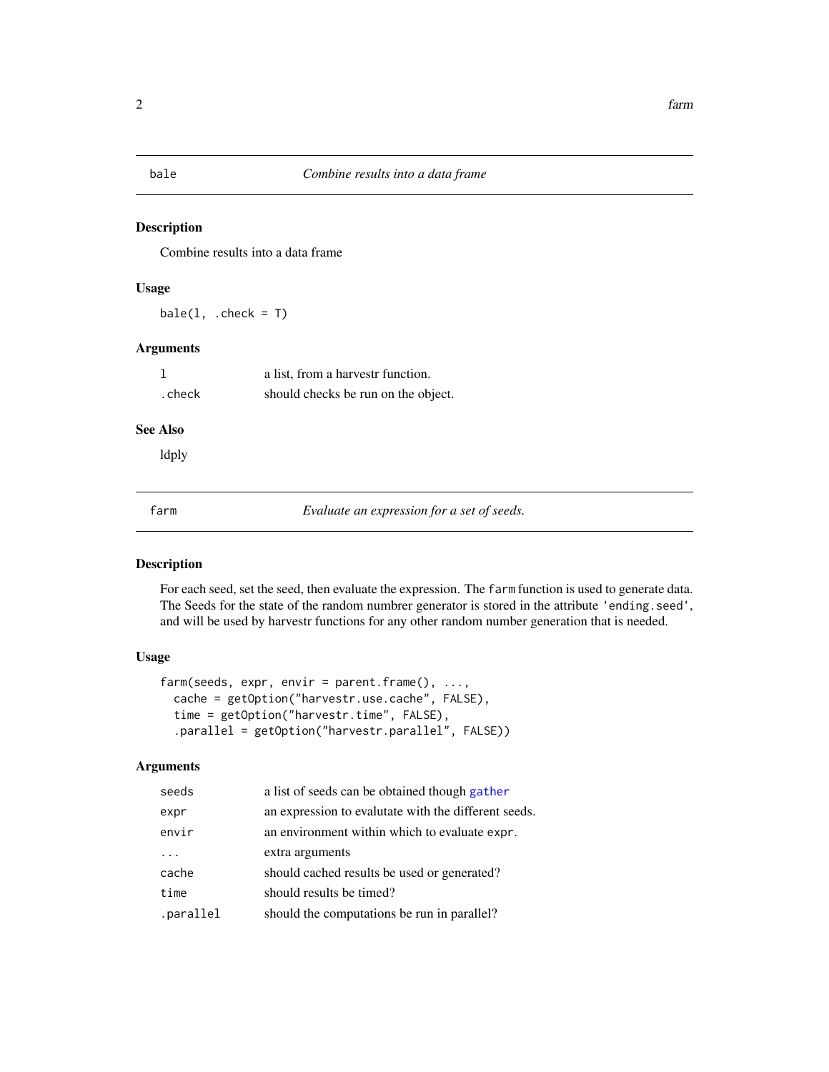## bale — *Combine results into a data frame*

### Description

Combine results into a data frame

### Usage

```
bale(l, .check = T)
```

### Arguments

| | |
|---|---|
| `l` | a list, from a harvestr function. |
| `.check` | should checks be run on the object. |

### See Also

ldply

## farm — *Evaluate an expression for a set of seeds.*

### Description

For each seed, set the seed, then evaluate the expression. The `farm` function is used to generate data. The Seeds for the state of the random numbrer generator is stored in the attribute `'ending.seed'`, and will be used by harvestr functions for any other random number generation that is needed.

### Usage

```
farm(seeds, expr, envir = parent.frame(), ...,
  cache = getOption("harvestr.use.cache", FALSE),
  time = getOption("harvestr.time", FALSE),
  .parallel = getOption("harvestr.parallel", FALSE))
```

### Arguments

| | |
|---|---|
| `seeds` | a list of seeds can be obtained though `gather` |
| `expr` | an expression to evalutate with the different seeds. |
| `envir` | an environment within which to evaluate `expr`. |
| `...` | extra arguments |
| `cache` | should cached results be used or generated? |
| `time` | should results be timed? |
| `.parallel` | should the computations be run in parallel? |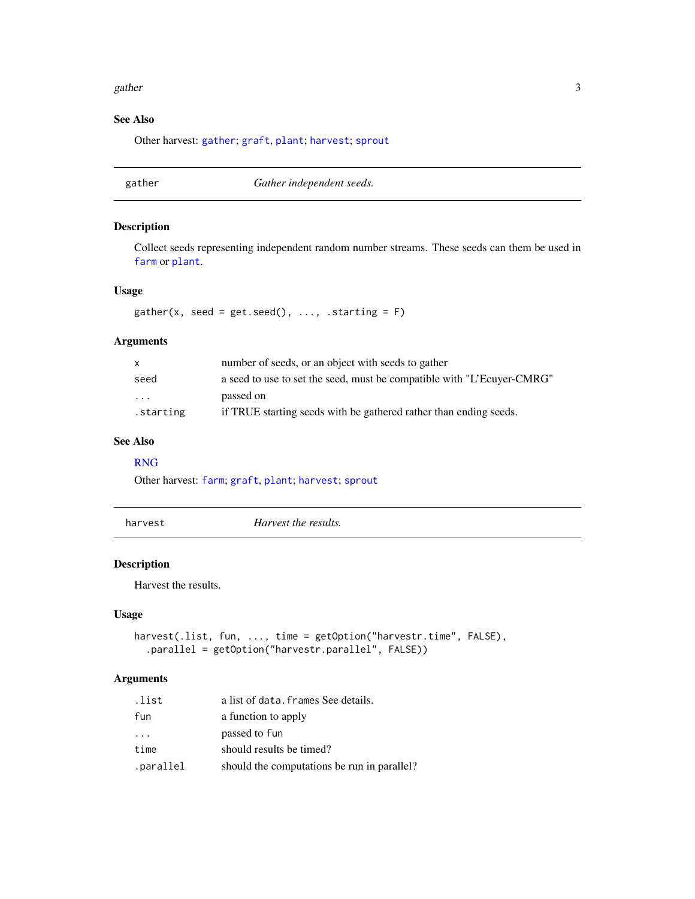### See Also

Other harvest: `gather`; `graft`, `plant`; `harvest`; `sprout`

---

## gather *Gather independent seeds.*

---

### Description

Collect seeds representing independent random number streams. These seeds can them be used in `farm` or `plant`.

### Usage

```
gather(x, seed = get.seed(), ..., .starting = F)
```

### Arguments

| | |
|---|---|
| `x` | number of seeds, or an object with seeds to gather |
| `seed` | a seed to use to set the seed, must be compatible with "L'Ecuyer-CMRG" |
| `...` | passed on |
| `.starting` | if TRUE starting seeds with be gathered rather than ending seeds. |

### See Also

RNG

Other harvest: `farm`; `graft`, `plant`; `harvest`; `sprout`

---

## harvest *Harvest the results.*

---

### Description

Harvest the results.

### Usage

```
harvest(.list, fun, ..., time = getOption("harvestr.time", FALSE),
  .parallel = getOption("harvestr.parallel", FALSE))
```

### Arguments

| | |
|---|---|
| `.list` | a list of `data.frames` See details. |
| `fun` | a function to apply |
| `...` | passed to `fun` |
| `time` | should results be timed? |
| `.parallel` | should the computations be run in parallel? |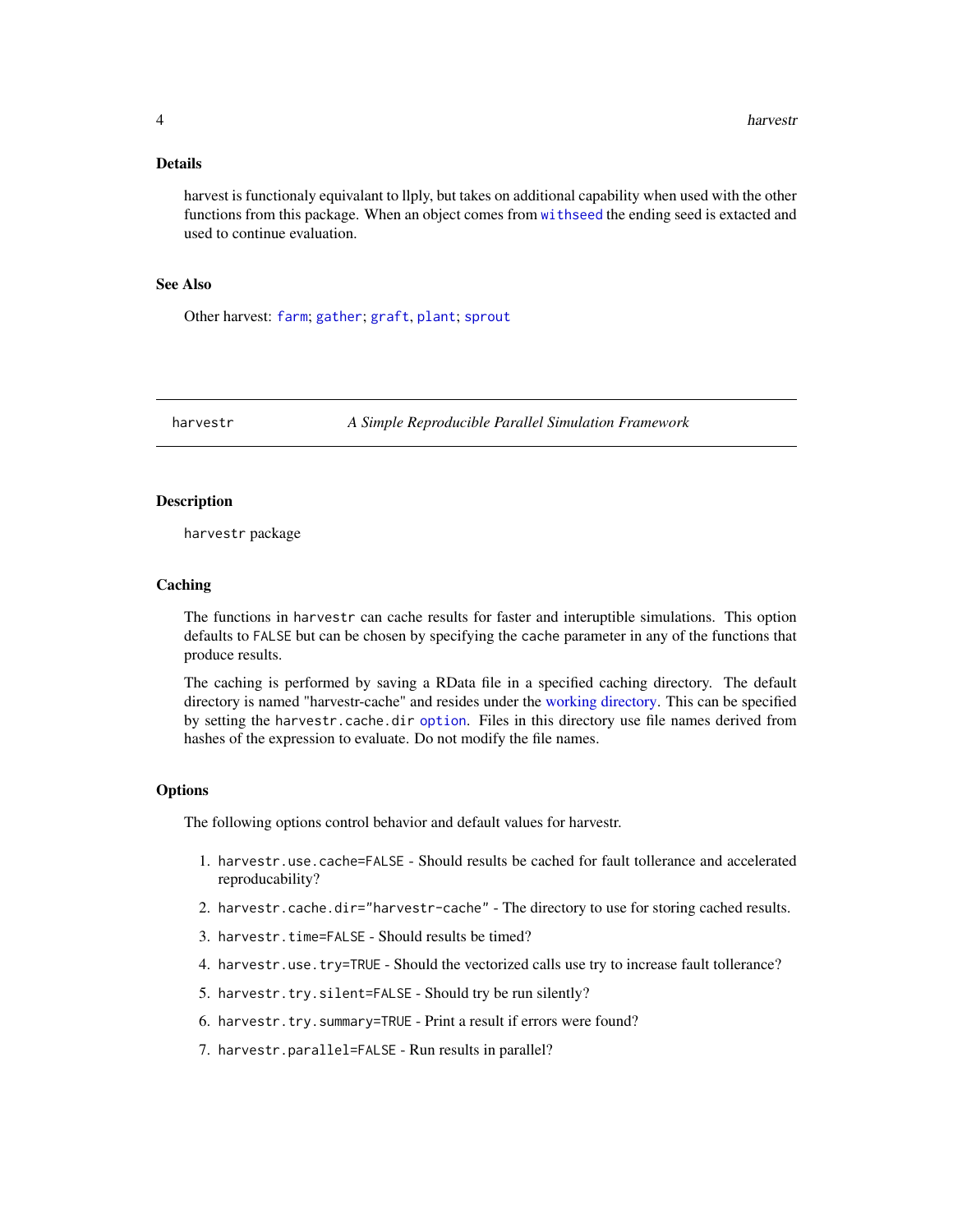### Details

harvest is functionaly equivalant to llply, but takes on additional capability when used with the other functions from this package. When an object comes from `withseed` the ending seed is extacted and used to continue evaluation.

### See Also

Other harvest: `farm`; `gather`; `graft`, `plant`; `sprout`

---

## harvestr — *A Simple Reproducible Parallel Simulation Framework*

---

### Description

`harvestr` package

### Caching

The functions in `harvestr` can cache results for faster and interuptible simulations. This option defaults to `FALSE` but can be chosen by specifying the cache parameter in any of the functions that produce results.

The caching is performed by saving a RData file in a specified caching directory. The default directory is named "harvestr-cache" and resides under the working directory. This can be specified by setting the `harvestr.cache.dir` `option`. Files in this directory use file names derived from hashes of the expression to evaluate. Do not modify the file names.

### Options

The following options control behavior and default values for harvestr.

1. `harvestr.use.cache=FALSE` - Should results be cached for fault tollerance and accelerated reproducability?
2. `harvestr.cache.dir="harvestr-cache"` - The directory to use for storing cached results.
3. `harvestr.time=FALSE` - Should results be timed?
4. `harvestr.use.try=TRUE` - Should the vectorized calls use try to increase fault tollerance?
5. `harvestr.try.silent=FALSE` - Should try be run silently?
6. `harvestr.try.summary=TRUE` - Print a result if errors were found?
7. `harvestr.parallel=FALSE` - Run results in parallel?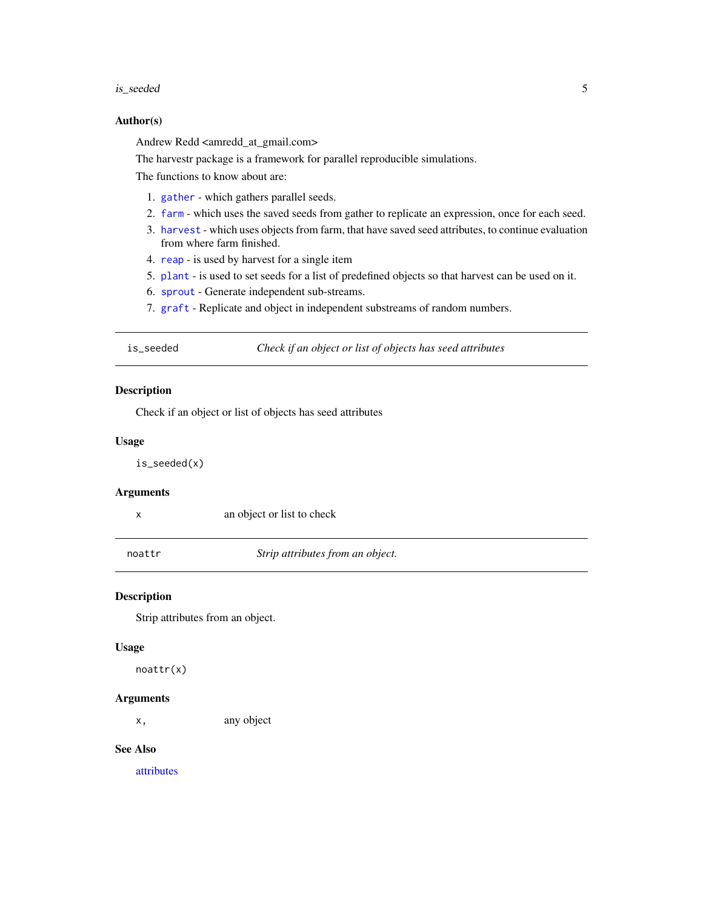### Author(s)

Andrew Redd <amredd_at_gmail.com>

The harvestr package is a framework for parallel reproducible simulations.

The functions to know about are:

1. `gather` - which gathers parallel seeds.
2. `farm` - which uses the saved seeds from gather to replicate an expression, once for each seed.
3. `harvest` - which uses objects from farm, that have saved seed attributes, to continue evaluation from where farm finished.
4. `reap` - is used by harvest for a single item
5. `plant` - is used to set seeds for a list of predefined objects so that harvest can be used on it.
6. `sprout` - Generate independent sub-streams.
7. `graft` - Replicate and object in independent substreams of random numbers.

---

## is_seeded — *Check if an object or list of objects has seed attributes*

### Description

Check if an object or list of objects has seed attributes

### Usage

```
is_seeded(x)
```

### Arguments

| | |
|---|---|
| x | an object or list to check |

---

## noattr — *Strip attributes from an object.*

### Description

Strip attributes from an object.

### Usage

```
noattr(x)
```

### Arguments

| | |
|---|---|
| x, | any object |

### See Also

attributes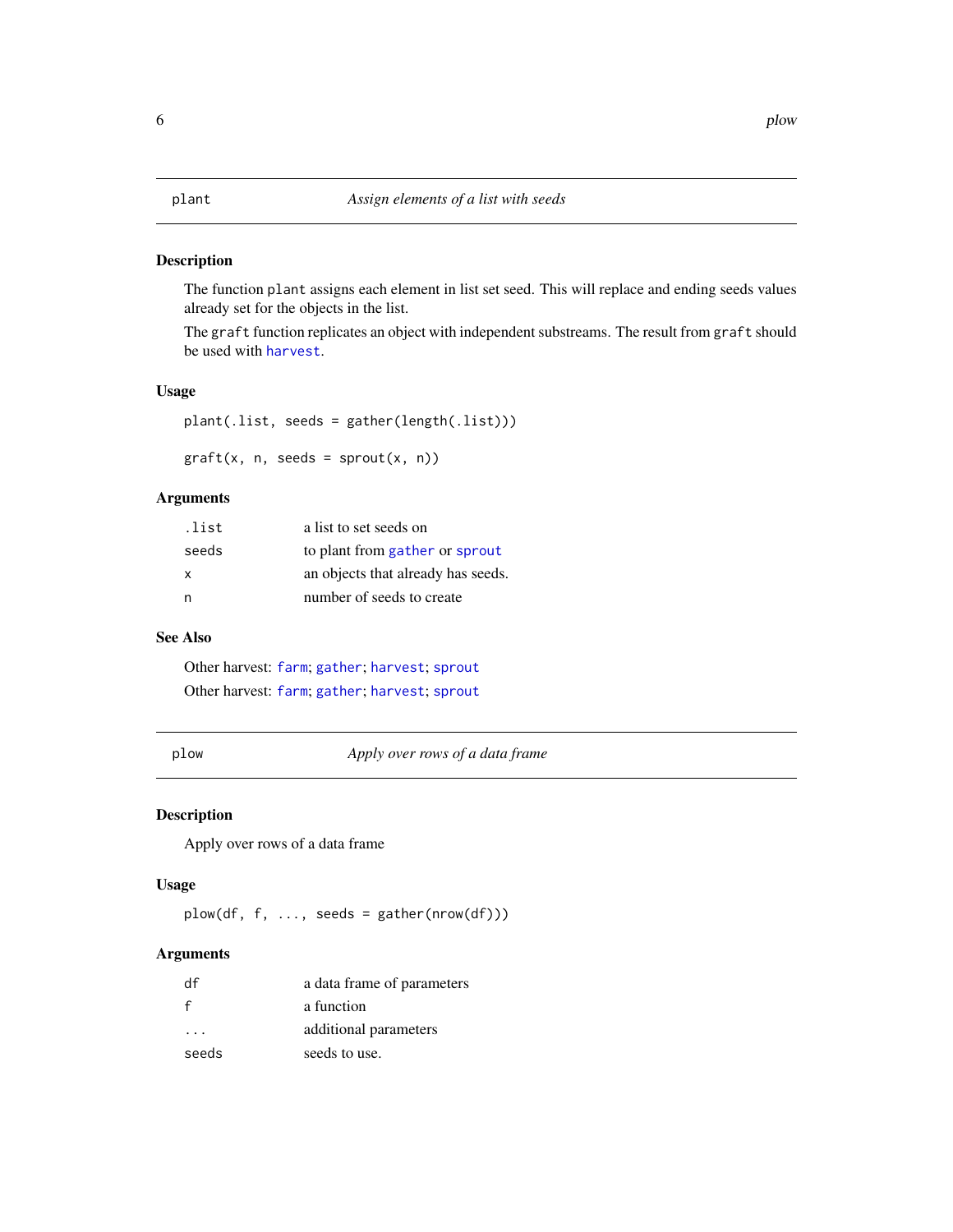## plant — *Assign elements of a list with seeds*

### Description

The function `plant` assigns each element in list set seed. This will replace and ending seeds values already set for the objects in the list.

The `graft` function replicates an object with independent substreams. The result from `graft` should be used with `harvest`.

### Usage

```
plant(.list, seeds = gather(length(.list)))

graft(x, n, seeds = sprout(x, n))
```

### Arguments

| | |
|---|---|
| `.list` | a list to set seeds on |
| `seeds` | to plant from `gather` or `sprout` |
| `x` | an objects that already has seeds. |
| `n` | number of seeds to create |

### See Also

Other harvest: `farm`; `gather`; `harvest`; `sprout`

Other harvest: `farm`; `gather`; `harvest`; `sprout`

## plow — *Apply over rows of a data frame*

### Description

Apply over rows of a data frame

### Usage

```
plow(df, f, ..., seeds = gather(nrow(df)))
```

### Arguments

| | |
|---|---|
| `df` | a data frame of parameters |
| `f` | a function |
| `...` | additional parameters |
| `seeds` | seeds to use. |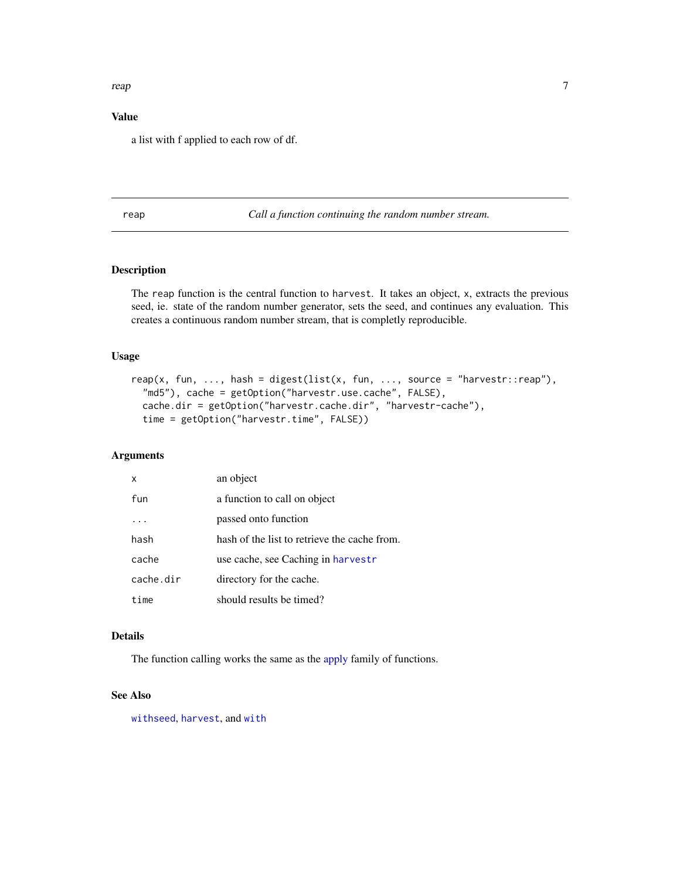## Value

a list with f applied to each row of df.

---

## reap — *Call a function continuing the random number stream.*

---

### Description

The `reap` function is the central function to `harvest`. It takes an object, `x`, extracts the previous seed, ie. state of the random number generator, sets the seed, and continues any evaluation. This creates a continuous random number stream, that is completly reproducible.

### Usage

```
reap(x, fun, ..., hash = digest(list(x, fun, ..., source = "harvestr::reap"),
  "md5"), cache = getOption("harvestr.use.cache", FALSE),
  cache.dir = getOption("harvestr.cache.dir", "harvestr-cache"),
  time = getOption("harvestr.time", FALSE))
```

### Arguments

| | |
|---|---|
| `x` | an object |
| `fun` | a function to call on object |
| `...` | passed onto function |
| `hash` | hash of the list to retrieve the cache from. |
| `cache` | use cache, see Caching in `harvestr` |
| `cache.dir` | directory for the cache. |
| `time` | should results be timed? |

### Details

The function calling works the same as the apply family of functions.

### See Also

`withseed`, `harvest`, and `with`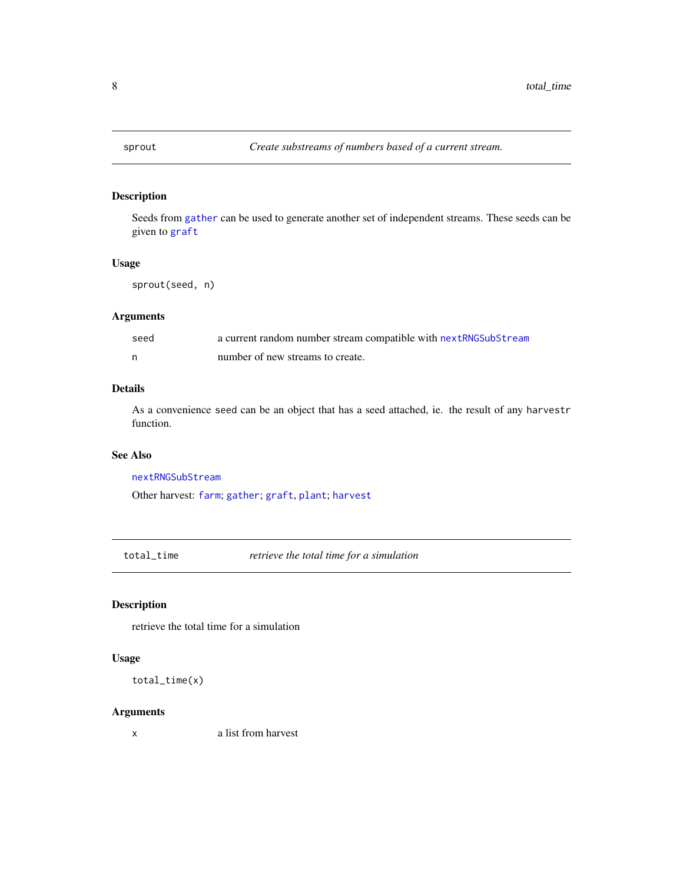## sprout — *Create substreams of numbers based of a current stream.*

### Description

Seeds from `gather` can be used to generate another set of independent streams. These seeds can be given to `graft`

### Usage

```
sprout(seed, n)
```

### Arguments

| | |
|---|---|
| `seed` | a current random number stream compatible with `nextRNGSubStream` |
| `n` | number of new streams to create. |

### Details

As a convenience `seed` can be an object that has a seed attached, ie. the result of any `harvestr` function.

### See Also

`nextRNGSubStream`

Other harvest: `farm`; `gather`; `graft`, `plant`; `harvest`

## total_time — *retrieve the total time for a simulation*

### Description

retrieve the total time for a simulation

### Usage

```
total_time(x)
```

### Arguments

| | |
|---|---|
| `x` | a list from harvest |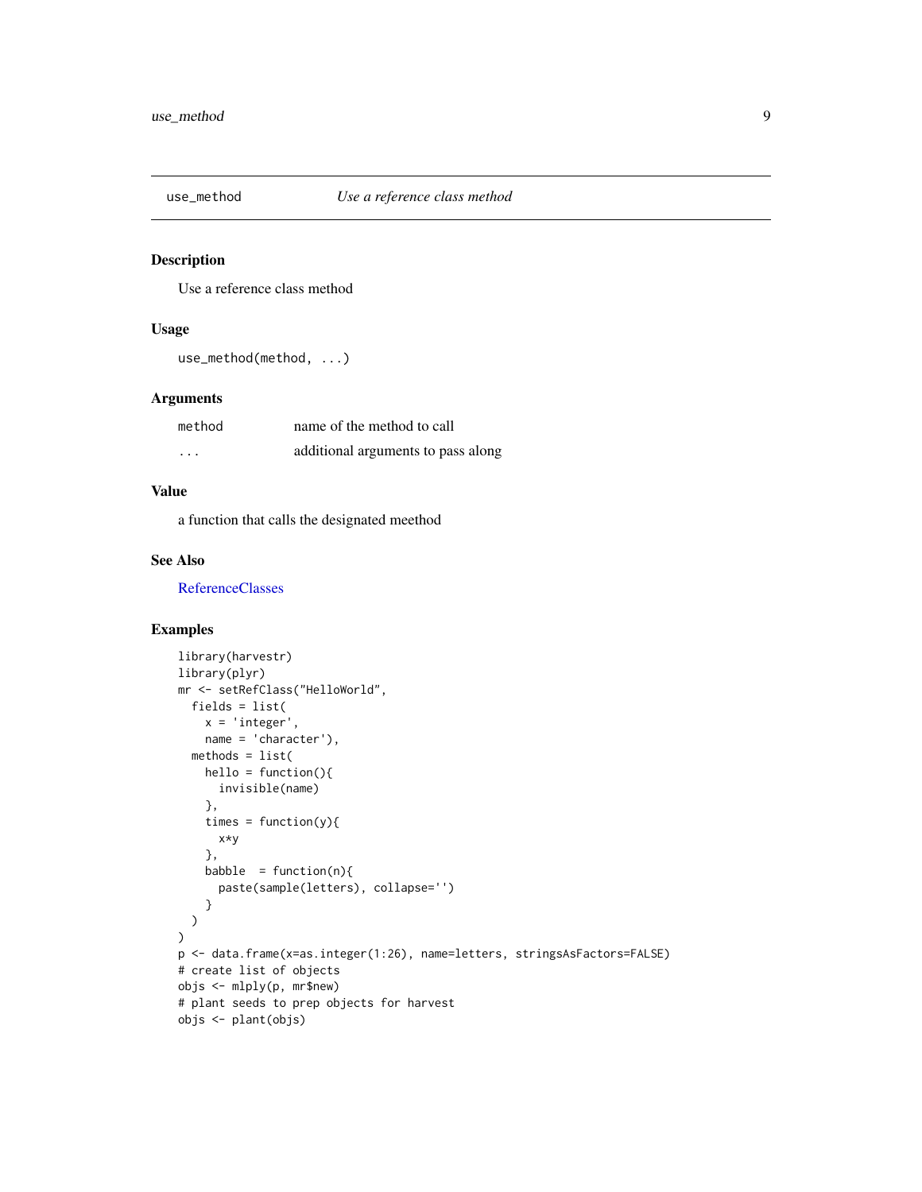## use_method — *Use a reference class method*

### Description

Use a reference class method

### Usage

```
use_method(method, ...)
```

### Arguments

| | |
|---|---|
| `method` | name of the method to call |
| `...` | additional arguments to pass along |

### Value

a function that calls the designated meethod

### See Also

ReferenceClasses

### Examples

```
library(harvestr)
library(plyr)
mr <- setRefClass("HelloWorld",
  fields = list(
    x = 'integer',
    name = 'character'),
  methods = list(
    hello = function(){
      invisible(name)
    },
    times = function(y){
      x*y
    },
    babble  = function(n){
      paste(sample(letters), collapse='')
    }
  )
)
p <- data.frame(x=as.integer(1:26), name=letters, stringsAsFactors=FALSE)
# create list of objects
objs <- mlply(p, mr$new)
# plant seeds to prep objects for harvest
objs <- plant(objs)
```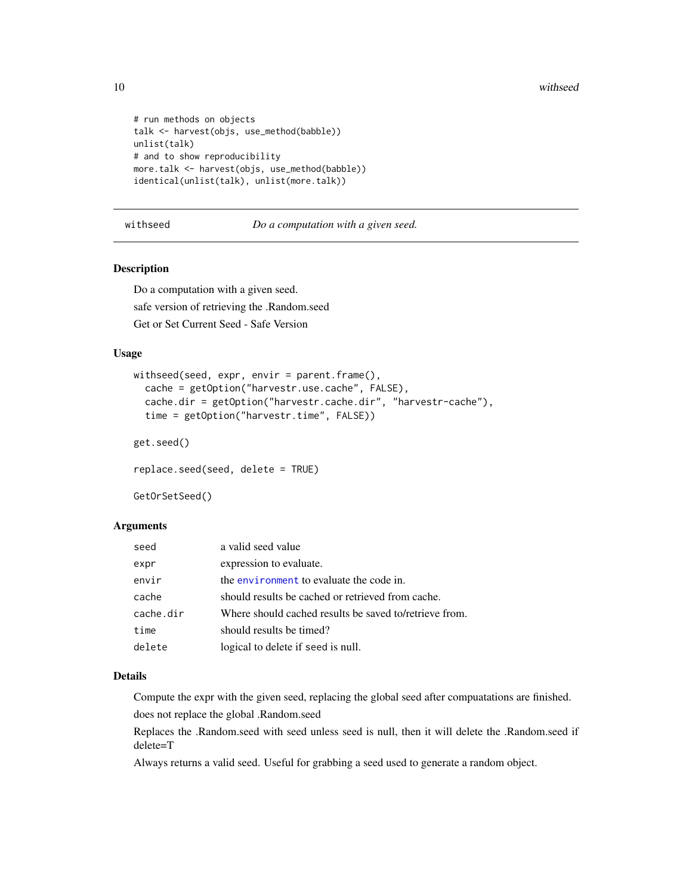```
# run methods on objects
talk <- harvest(objs, use_method(babble))
unlist(talk)
# and to show reproducibility
more.talk <- harvest(objs, use_method(babble))
identical(unlist(talk), unlist(more.talk))
```

---

## withseed — *Do a computation with a given seed.*

---

### Description

Do a computation with a given seed.

safe version of retrieving the .Random.seed

Get or Set Current Seed - Safe Version

### Usage

```
withseed(seed, expr, envir = parent.frame(),
  cache = getOption("harvestr.use.cache", FALSE),
  cache.dir = getOption("harvestr.cache.dir", "harvestr-cache"),
  time = getOption("harvestr.time", FALSE))

get.seed()

replace.seed(seed, delete = TRUE)

GetOrSetSeed()
```

### Arguments

| | |
|---|---|
| `seed` | a valid seed value |
| `expr` | expression to evaluate. |
| `envir` | the `environment` to evaluate the code in. |
| `cache` | should results be cached or retrieved from cache. |
| `cache.dir` | Where should cached results be saved to/retrieve from. |
| `time` | should results be timed? |
| `delete` | logical to delete if seed is null. |

### Details

Compute the expr with the given seed, replacing the global seed after compuatations are finished.

does not replace the global .Random.seed

Replaces the .Random.seed with seed unless seed is null, then it will delete the .Random.seed if delete=T

Always returns a valid seed. Useful for grabbing a seed used to generate a random object.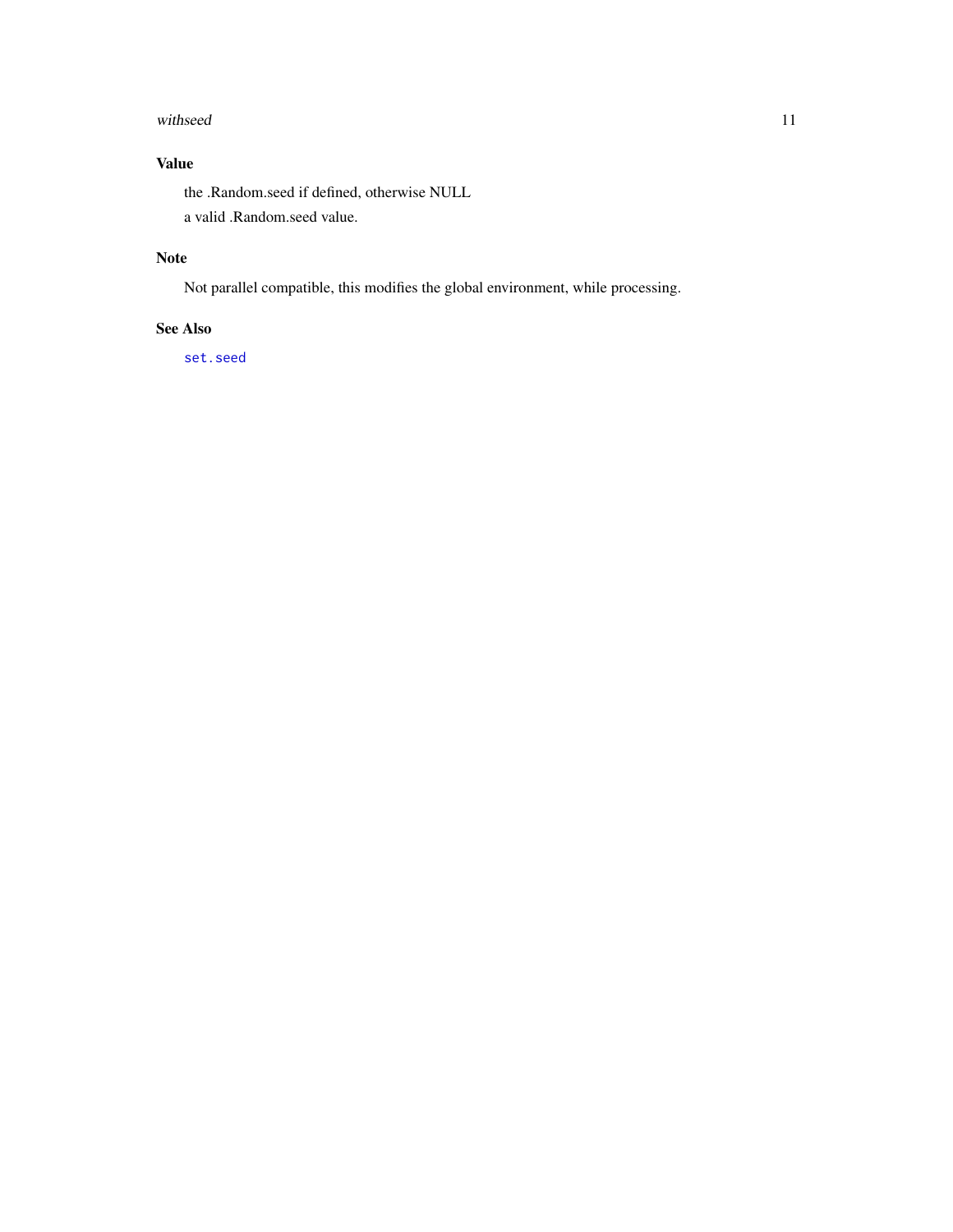### Value

the .Random.seed if defined, otherwise NULL

a valid .Random.seed value.

### Note

Not parallel compatible, this modifies the global environment, while processing.

### See Also

`set.seed`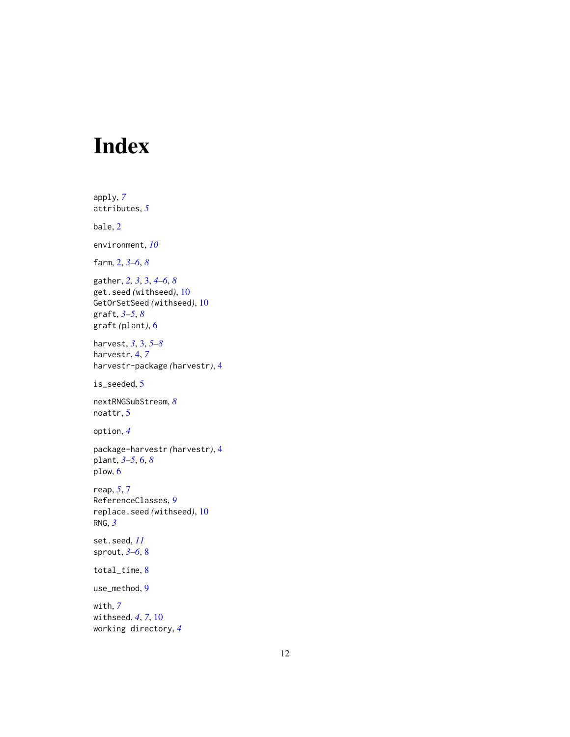# Index

apply, *7*
attributes, *5*

bale, 2

environment, *10*

farm, 2, *3–6*, *8*

gather, *2, 3*, 3, *4–6*, *8*
get.seed *(*withseed*)*, 10
GetOrSetSeed *(*withseed*)*, 10
graft, *3–5*, *8*
graft *(*plant*)*, 6

harvest, *3*, 3, *5–8*
harvestr, 4, *7*
harvestr-package *(*harvestr*)*, 4

is_seeded, 5

nextRNGSubStream, *8*
noattr, 5

option, *4*

package-harvestr *(*harvestr*)*, 4
plant, *3–5*, 6, *8*
plow, 6

reap, *5*, 7
ReferenceClasses, *9*
replace.seed *(*withseed*)*, 10
RNG, *3*

set.seed, *11*
sprout, *3–6*, 8

total_time, 8

use_method, 9

with, *7*
withseed, *4*, *7*, 10
working directory, *4*